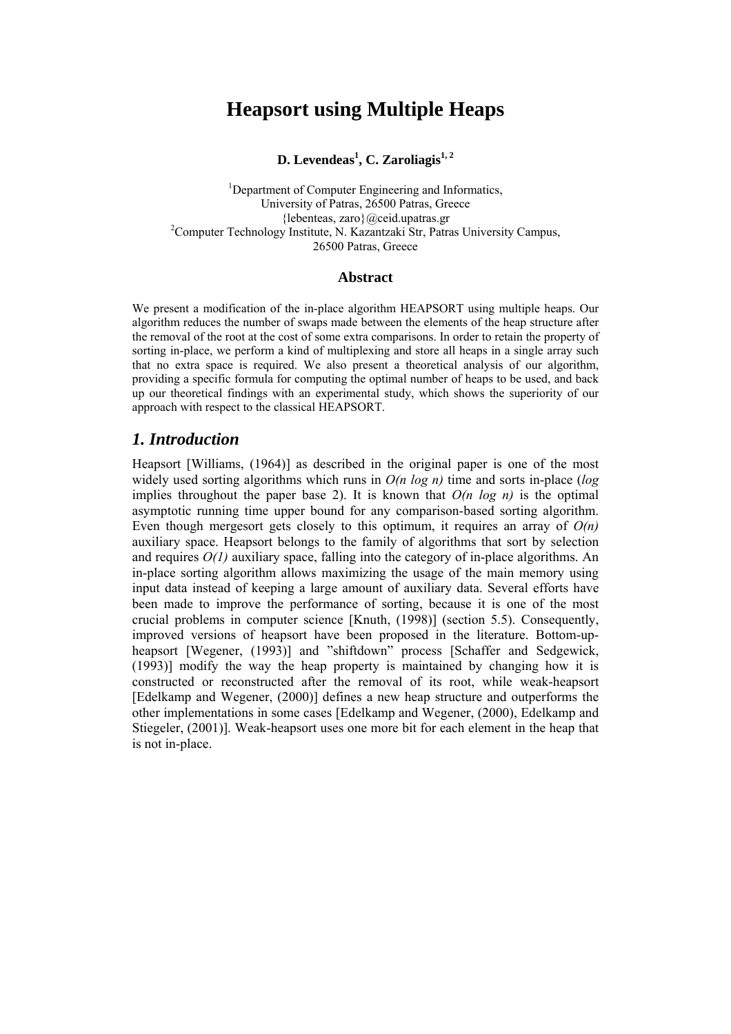# Heapsort using Multiple Heaps

**D. Levendeas[1], C. Zaroliagis[1, 2]**

[1]Department of Computer Engineering and Informatics,
University of Patras, 26500 Patras, Greece
{lebenteas, zaro}@ceid.upatras.gr
[2]Computer Technology Institute, N. Kazantzaki Str, Patras University Campus,
26500 Patras, Greece

## Abstract

We present a modification of the in-place algorithm HEAPSORT using multiple heaps. Our algorithm reduces the number of swaps made between the elements of the heap structure after the removal of the root at the cost of some extra comparisons. In order to retain the property of sorting in-place, we perform a kind of multiplexing and store all heaps in a single array such that no extra space is required. We also present a theoretical analysis of our algorithm, providing a specific formula for computing the optimal number of heaps to be used, and back up our theoretical findings with an experimental study, which shows the superiority of our approach with respect to the classical HEAPSORT.

## *1. Introduction*

Heapsort [Williams, (1964)] as described in the original paper is one of the most widely used sorting algorithms which runs in $O(n \log n)$ time and sorts in-place (*log* implies throughout the paper base 2). It is known that $O(n \log n)$ is the optimal asymptotic running time upper bound for any comparison-based sorting algorithm. Even though mergesort gets closely to this optimum, it requires an array of $O(n)$ auxiliary space. Heapsort belongs to the family of algorithms that sort by selection and requires $O(1)$ auxiliary space, falling into the category of in-place algorithms. An in-place sorting algorithm allows maximizing the usage of the main memory using input data instead of keeping a large amount of auxiliary data. Several efforts have been made to improve the performance of sorting, because it is one of the most crucial problems in computer science [Knuth, (1998)] (section 5.5). Consequently, improved versions of heapsort have been proposed in the literature. Bottom-up-heapsort [Wegener, (1993)] and "shiftdown" process [Schaffer and Sedgewick, (1993)] modify the way the heap property is maintained by changing how it is constructed or reconstructed after the removal of its root, while weak-heapsort [Edelkamp and Wegener, (2000)] defines a new heap structure and outperforms the other implementations in some cases [Edelkamp and Wegener, (2000), Edelkamp and Stiegeler, (2001)]. Weak-heapsort uses one more bit for each element in the heap that is not in-place.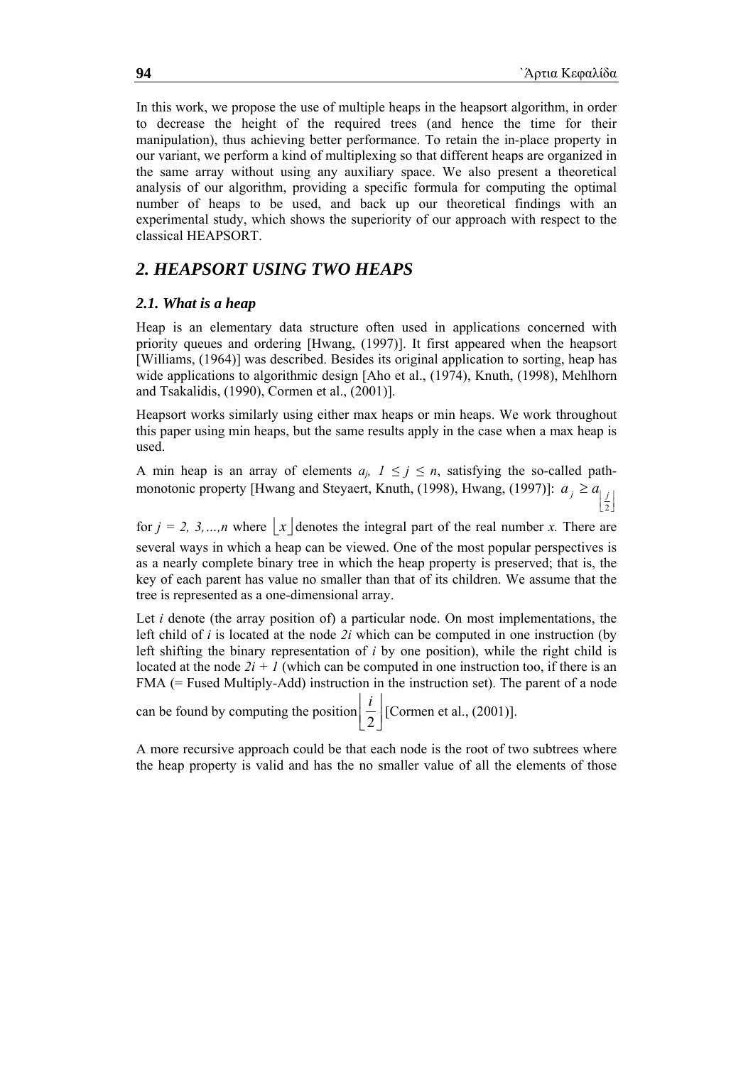In this work, we propose the use of multiple heaps in the heapsort algorithm, in order to decrease the height of the required trees (and hence the time for their manipulation), thus achieving better performance. To retain the in-place property in our variant, we perform a kind of multiplexing so that different heaps are organized in the same array without using any auxiliary space. We also present a theoretical analysis of our algorithm, providing a specific formula for computing the optimal number of heaps to be used, and back up our theoretical findings with an experimental study, which shows the superiority of our approach with respect to the classical HEAPSORT.

## *2. HEAPSORT USING TWO HEAPS*

### *2.1. What is a heap*

Heap is an elementary data structure often used in applications concerned with priority queues and ordering [Hwang, (1997)]. It first appeared when the heapsort [Williams, (1964)] was described. Besides its original application to sorting, heap has wide applications to algorithmic design [Aho et al., (1974), Knuth, (1998), Mehlhorn and Tsakalidis, (1990), Cormen et al., (2001)].

Heapsort works similarly using either max heaps or min heaps. We work throughout this paper using min heaps, but the same results apply in the case when a max heap is used.

A min heap is an array of elements $a_j$, $1 \leq j \leq n$, satisfying the so-called path-monotonic property [Hwang and Steyaert, Knuth, (1998), Hwang, (1997)]: $a_j \geq a_{\lfloor \frac{j}{2} \rfloor}$ for $j = 2, 3, \ldots, n$ where $\lfloor x \rfloor$ denotes the integral part of the real number $x$. There are several ways in which a heap can be viewed. One of the most popular perspectives is as a nearly complete binary tree in which the heap property is preserved; that is, the key of each parent has value no smaller than that of its children. We assume that the tree is represented as a one-dimensional array.

Let $i$ denote (the array position of) a particular node. On most implementations, the left child of $i$ is located at the node $2i$ which can be computed in one instruction (by left shifting the binary representation of $i$ by one position), while the right child is located at the node $2i + 1$ (which can be computed in one instruction too, if there is an FMA (= Fused Multiply-Add) instruction in the instruction set). The parent of a node can be found by computing the position $\left\lfloor \frac{i}{2} \right\rfloor$ [Cormen et al., (2001)].

A more recursive approach could be that each node is the root of two subtrees where the heap property is valid and has the no smaller value of all the elements of those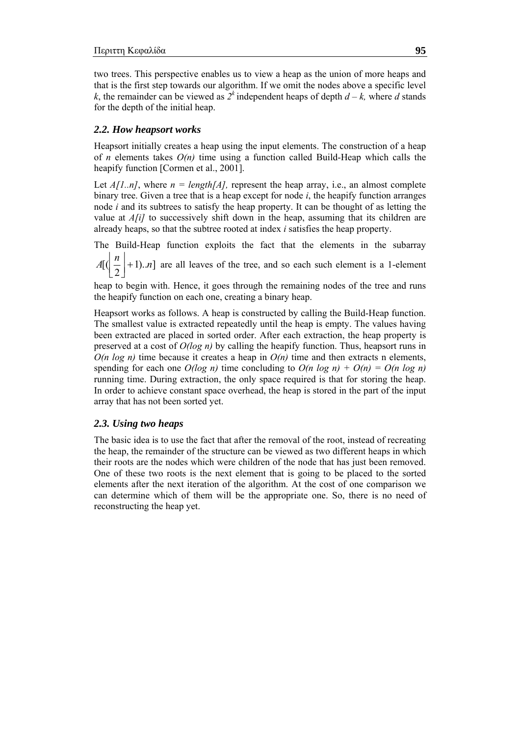two trees. This perspective enables us to view a heap as the union of more heaps and that is the first step towards our algorithm. If we omit the nodes above a specific level $k$, the remainder can be viewed as $2^k$ independent heaps of depth $d – k$, where $d$ stands for the depth of the initial heap.

### *2.2. How heapsort works*

Heapsort initially creates a heap using the input elements. The construction of a heap of $n$ elements takes $O(n)$ time using a function called Build-Heap which calls the heapify function [Cormen et al., 2001].

Let $A[1..n]$, where $n = length[A]$, represent the heap array, i.e., an almost complete binary tree. Given a tree that is a heap except for node $i$, the heapify function arranges node $i$ and its subtrees to satisfy the heap property. It can be thought of as letting the value at $A[i]$ to successively shift down in the heap, assuming that its children are already heaps, so that the subtree rooted at index $i$ satisfies the heap property.

The Build-Heap function exploits the fact that the elements in the subarray $A[(\left\lfloor \frac{n}{2} \right\rfloor + 1)..n]$ are all leaves of the tree, and so each such element is a 1-element heap to begin with. Hence, it goes through the remaining nodes of the tree and runs the heapify function on each one, creating a binary heap.

Heapsort works as follows. A heap is constructed by calling the Build-Heap function. The smallest value is extracted repeatedly until the heap is empty. The values having been extracted are placed in sorted order. After each extraction, the heap property is preserved at a cost of $O(\log n)$ by calling the heapify function. Thus, heapsort runs in $O(n \log n)$ time because it creates a heap in $O(n)$ time and then extracts n elements, spending for each one $O(\log n)$ time concluding to $O(n \log n) + O(n) = O(n \log n)$ running time. During extraction, the only space required is that for storing the heap. In order to achieve constant space overhead, the heap is stored in the part of the input array that has not been sorted yet.

### *2.3. Using two heaps*

The basic idea is to use the fact that after the removal of the root, instead of recreating the heap, the remainder of the structure can be viewed as two different heaps in which their roots are the nodes which were children of the node that has just been removed. One of these two roots is the next element that is going to be placed to the sorted elements after the next iteration of the algorithm. At the cost of one comparison we can determine which of them will be the appropriate one. So, there is no need of reconstructing the heap yet.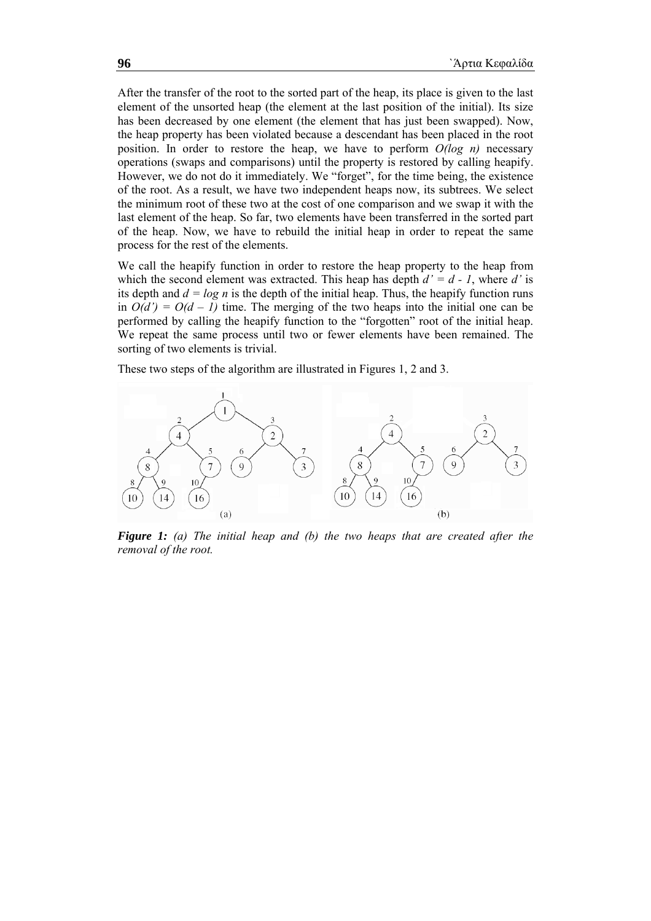After the transfer of the root to the sorted part of the heap, its place is given to the last element of the unsorted heap (the element at the last position of the initial). Its size has been decreased by one element (the element that has just been swapped). Now, the heap property has been violated because a descendant has been placed in the root position. In order to restore the heap, we have to perform *O(log n)* necessary operations (swaps and comparisons) until the property is restored by calling heapify. However, we do not do it immediately. We "forget", for the time being, the existence of the root. As a result, we have two independent heaps now, its subtrees. We select the minimum root of these two at the cost of one comparison and we swap it with the last element of the heap. So far, two elements have been transferred in the sorted part of the heap. Now, we have to rebuild the initial heap in order to repeat the same process for the rest of the elements.

We call the heapify function in order to restore the heap property to the heap from which the second element was extracted. This heap has depth $d' = d - 1$, where $d'$ is its depth and $d = \log n$ is the depth of the initial heap. Thus, the heapify function runs in $O(d') = O(d - 1)$ time. The merging of the two heaps into the initial one can be performed by calling the heapify function to the "forgotten" root of the initial heap. We repeat the same process until two or fewer elements have been remained. The sorting of two elements is trivial.

These two steps of the algorithm are illustrated in Figures 1, 2 and 3.

***Figure 1:*** *(a) The initial heap and (b) the two heaps that are created after the removal of the root.*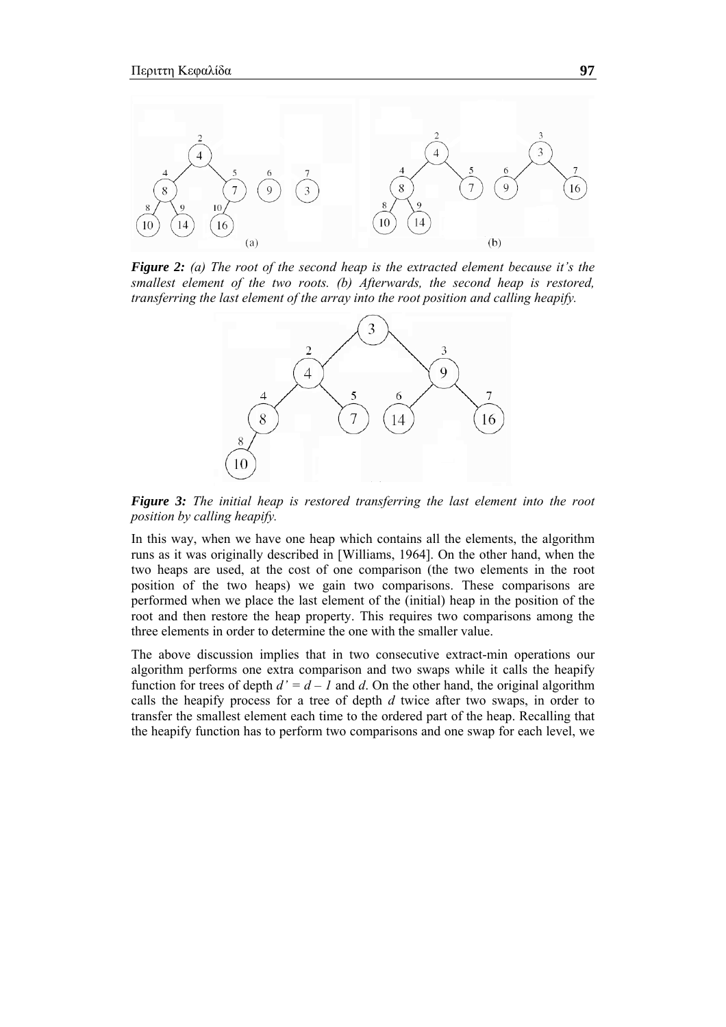*Figure 2: (a) The root of the second heap is the extracted element because it's the smallest element of the two roots. (b) Afterwards, the second heap is restored, transferring the last element of the array into the root position and calling heapify.*

*Figure 3: The initial heap is restored transferring the last element into the root position by calling heapify.*

In this way, when we have one heap which contains all the elements, the algorithm runs as it was originally described in [Williams, 1964]. On the other hand, when the two heaps are used, at the cost of one comparison (the two elements in the root position of the two heaps) we gain two comparisons. These comparisons are performed when we place the last element of the (initial) heap in the position of the root and then restore the heap property. This requires two comparisons among the three elements in order to determine the one with the smaller value.

The above discussion implies that in two consecutive extract-min operations our algorithm performs one extra comparison and two swaps while it calls the heapify function for trees of depth $d' = d - 1$ and $d$. On the other hand, the original algorithm calls the heapify process for a tree of depth $d$ twice after two swaps, in order to transfer the smallest element each time to the ordered part of the heap. Recalling that the heapify function has to perform two comparisons and one swap for each level, we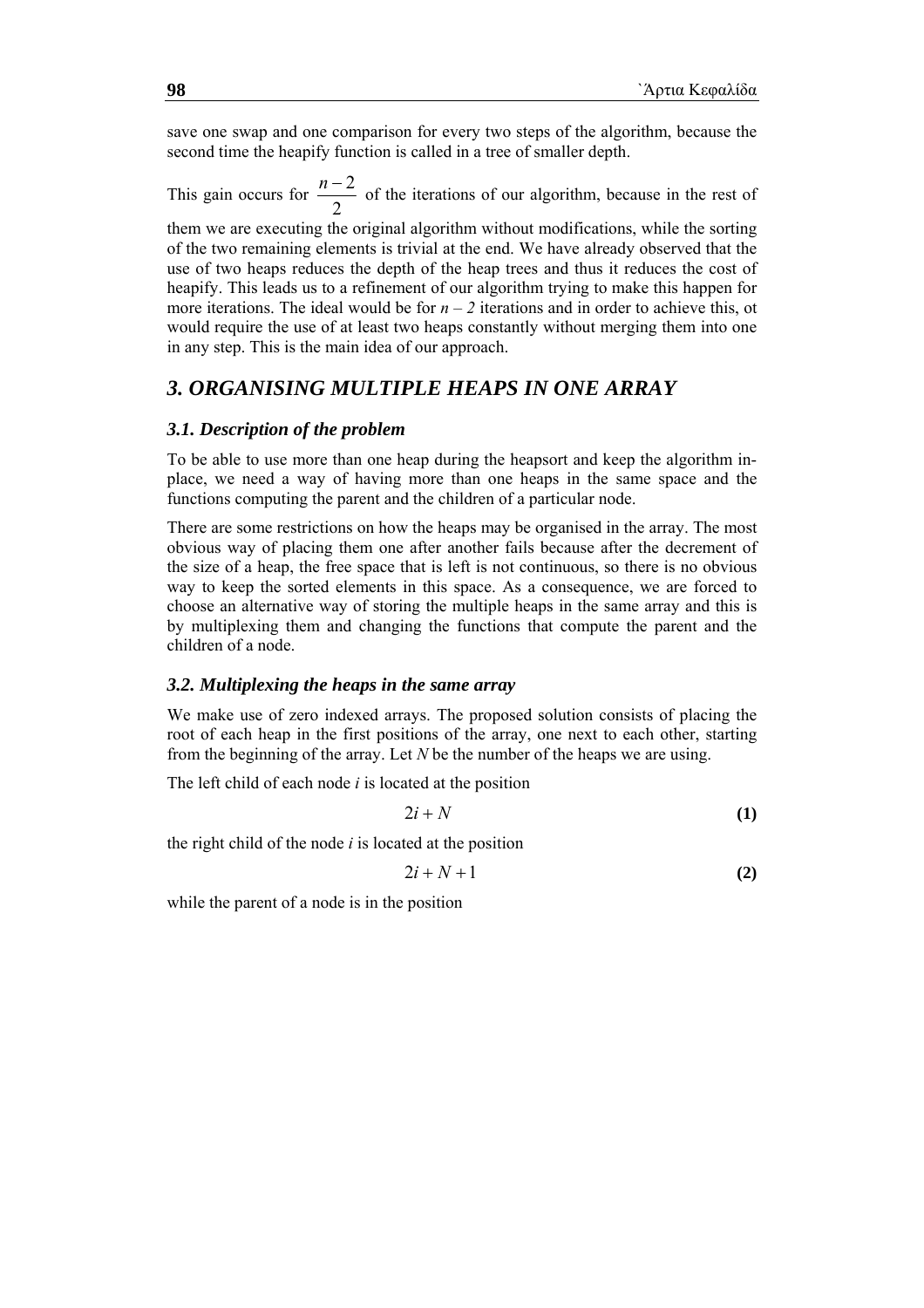save one swap and one comparison for every two steps of the algorithm, because the second time the heapify function is called in a tree of smaller depth.

This gain occurs for $\frac{n-2}{2}$ of the iterations of our algorithm, because in the rest of them we are executing the original algorithm without modifications, while the sorting of the two remaining elements is trivial at the end. We have already observed that the use of two heaps reduces the depth of the heap trees and thus it reduces the cost of heapify. This leads us to a refinement of our algorithm trying to make this happen for more iterations. The ideal would be for $n-2$ iterations and in order to achieve this, ot would require the use of at least two heaps constantly without merging them into one in any step. This is the main idea of our approach.

## 3. ORGANISING MULTIPLE HEAPS IN ONE ARRAY

### 3.1. Description of the problem

To be able to use more than one heap during the heapsort and keep the algorithm in-place, we need a way of having more than one heaps in the same space and the functions computing the parent and the children of a particular node.

There are some restrictions on how the heaps may be organised in the array. The most obvious way of placing them one after another fails because after the decrement of the size of a heap, the free space that is left is not continuous, so there is no obvious way to keep the sorted elements in this space. As a consequence, we are forced to choose an alternative way of storing the multiple heaps in the same array and this is by multiplexing them and changing the functions that compute the parent and the children of a node.

### 3.2. Multiplexing the heaps in the same array

We make use of zero indexed arrays. The proposed solution consists of placing the root of each heap in the first positions of the array, one next to each other, starting from the beginning of the array. Let $N$ be the number of the heaps we are using.

The left child of each node $i$ is located at the position

$$2i + N \tag{1}$$

the right child of the node $i$ is located at the position

$$2i + N + 1 \tag{2}$$

while the parent of a node is in the position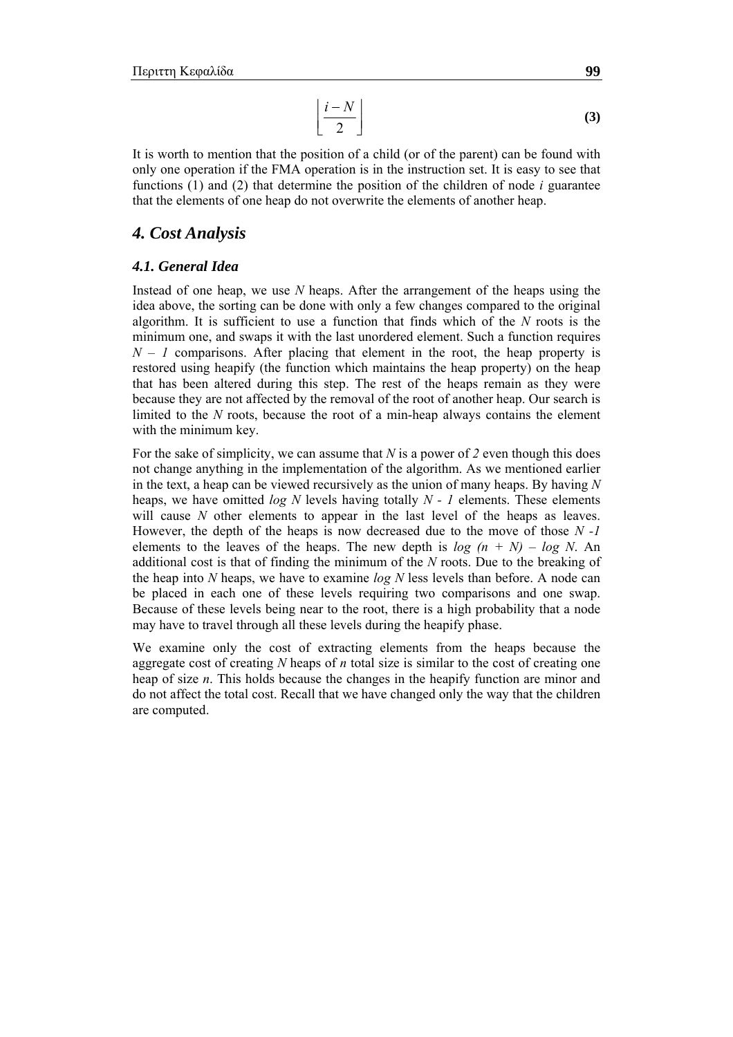$$\left\lfloor \frac{i-N}{2} \right\rfloor \quad \textbf{(3)}$$

It is worth to mention that the position of a child (or of the parent) can be found with only one operation if the FMA operation is in the instruction set. It is easy to see that functions (1) and (2) that determine the position of the children of node $i$ guarantee that the elements of one heap do not overwrite the elements of another heap.

## *4. Cost Analysis*

### *4.1. General Idea*

Instead of one heap, we use $N$ heaps. After the arrangement of the heaps using the idea above, the sorting can be done with only a few changes compared to the original algorithm. It is sufficient to use a function that finds which of the $N$ roots is the minimum one, and swaps it with the last unordered element. Such a function requires $N - 1$ comparisons. After placing that element in the root, the heap property is restored using heapify (the function which maintains the heap property) on the heap that has been altered during this step. The rest of the heaps remain as they were because they are not affected by the removal of the root of another heap. Our search is limited to the $N$ roots, because the root of a min-heap always contains the element with the minimum key.

For the sake of simplicity, we can assume that $N$ is a power of $2$ even though this does not change anything in the implementation of the algorithm. As we mentioned earlier in the text, a heap can be viewed recursively as the union of many heaps. By having $N$ heaps, we have omitted $\log N$ levels having totally $N - 1$ elements. These elements will cause $N$ other elements to appear in the last level of the heaps as leaves. However, the depth of the heaps is now decreased due to the move of those $N - 1$ elements to the leaves of the heaps. The new depth is $\log (n + N) - \log N$. An additional cost is that of finding the minimum of the $N$ roots. Due to the breaking of the heap into $N$ heaps, we have to examine $\log N$ less levels than before. A node can be placed in each one of these levels requiring two comparisons and one swap. Because of these levels being near to the root, there is a high probability that a node may have to travel through all these levels during the heapify phase.

We examine only the cost of extracting elements from the heaps because the aggregate cost of creating $N$ heaps of $n$ total size is similar to the cost of creating one heap of size $n$. This holds because the changes in the heapify function are minor and do not affect the total cost. Recall that we have changed only the way that the children are computed.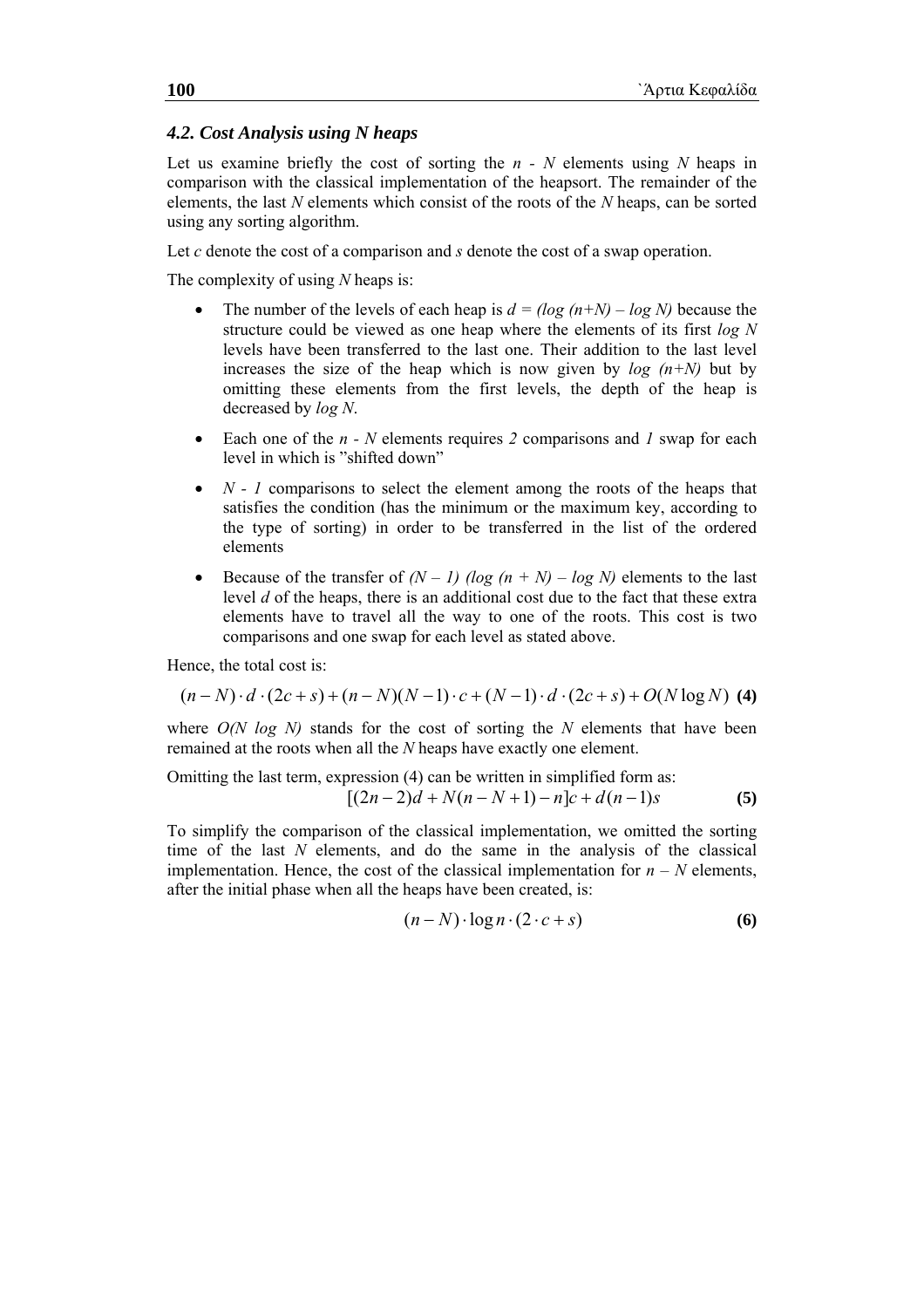### *4.2. Cost Analysis using N heaps*

Let us examine briefly the cost of sorting the $n$ - $N$ elements using $N$ heaps in comparison with the classical implementation of the heapsort. The remainder of the elements, the last $N$ elements which consist of the roots of the $N$ heaps, can be sorted using any sorting algorithm.

Let $c$ denote the cost of a comparison and $s$ denote the cost of a swap operation.

The complexity of using $N$ heaps is:

- The number of the levels of each heap is $d = (\log (n+N) - \log N)$ because the structure could be viewed as one heap where the elements of its first $\log N$ levels have been transferred to the last one. Their addition to the last level increases the size of the heap which is now given by $\log (n+N)$ but by omitting these elements from the first levels, the depth of the heap is decreased by $\log N$.
- Each one of the $n$ - $N$ elements requires *2* comparisons and *1* swap for each level in which is "shifted down"
- $N$ - *1* comparisons to select the element among the roots of the heaps that satisfies the condition (has the minimum or the maximum key, according to the type of sorting) in order to be transferred in the list of the ordered elements
- Because of the transfer of $(N - 1) (\log (n + N) - \log N)$ elements to the last level $d$ of the heaps, there is an additional cost due to the fact that these extra elements have to travel all the way to one of the roots. This cost is two comparisons and one swap for each level as stated above.

Hence, the total cost is:

$$(n-N)\cdot d\cdot(2c+s)+(n-N)(N-1)\cdot c+(N-1)\cdot d\cdot(2c+s)+O(N\log N) \quad \textbf{(4)}$$

where $O(N \log N)$ stands for the cost of sorting the $N$ elements that have been remained at the roots when all the $N$ heaps have exactly one element.

Omitting the last term, expression (4) can be written in simplified form as:

$$[(2n-2)d+N(n-N+1)-n]c+d(n-1)s \quad \textbf{(5)}$$

To simplify the comparison of the classical implementation, we omitted the sorting time of the last $N$ elements, and do the same in the analysis of the classical implementation. Hence, the cost of the classical implementation for $n - N$ elements, after the initial phase when all the heaps have been created, is:

$$(n-N)\cdot\log n\cdot(2\cdot c+s) \quad \textbf{(6)}$$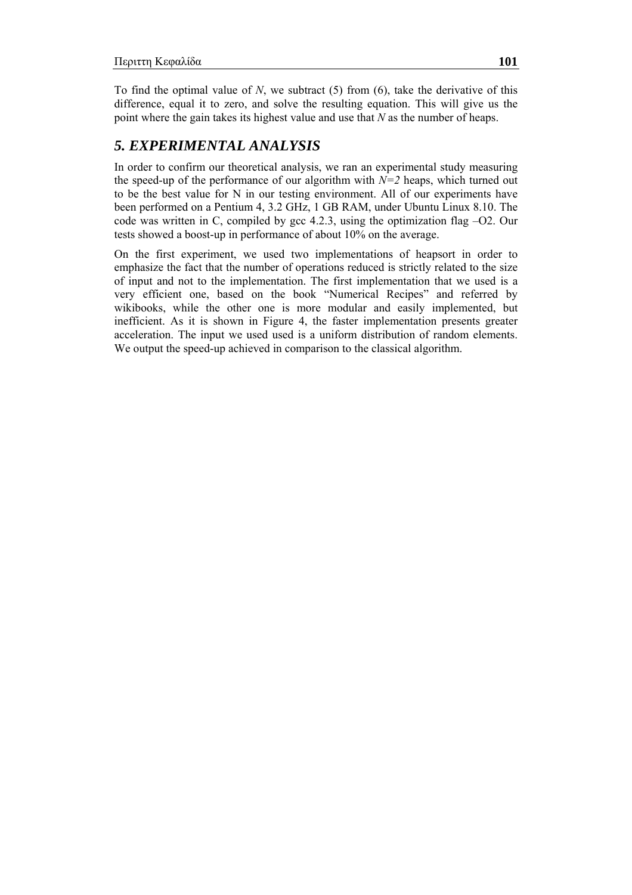To find the optimal value of $N$, we subtract (5) from (6), take the derivative of this difference, equal it to zero, and solve the resulting equation. This will give us the point where the gain takes its highest value and use that $N$ as the number of heaps.

## *5. EXPERIMENTAL ANALYSIS*

In order to confirm our theoretical analysis, we ran an experimental study measuring the speed-up of the performance of our algorithm with $N=2$ heaps, which turned out to be the best value for N in our testing environment. All of our experiments have been performed on a Pentium 4, 3.2 GHz, 1 GB RAM, under Ubuntu Linux 8.10. The code was written in C, compiled by gcc 4.2.3, using the optimization flag –O2. Our tests showed a boost-up in performance of about 10% on the average.

On the first experiment, we used two implementations of heapsort in order to emphasize the fact that the number of operations reduced is strictly related to the size of input and not to the implementation. The first implementation that we used is a very efficient one, based on the book "Numerical Recipes" and referred by wikibooks, while the other one is more modular and easily implemented, but inefficient. As it is shown in Figure 4, the faster implementation presents greater acceleration. The input we used used is a uniform distribution of random elements. We output the speed-up achieved in comparison to the classical algorithm.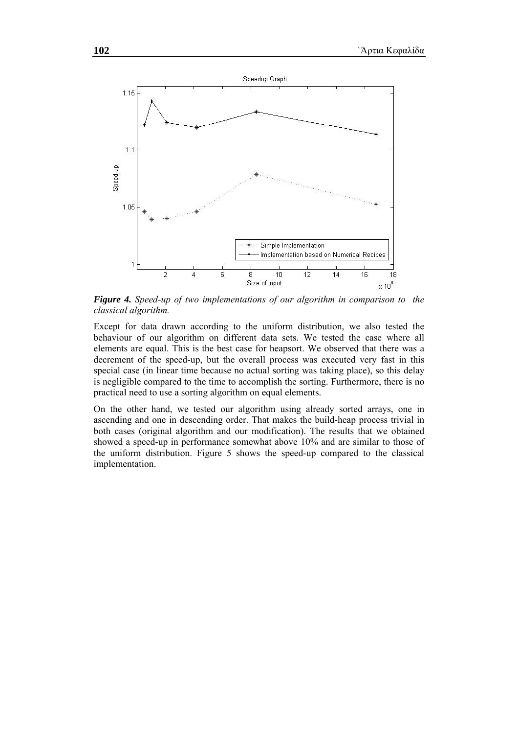***Figure 4.*** *Speed-up of two implementations of our algorithm in comparison to the classical algorithm.*

Except for data drawn according to the uniform distribution, we also tested the behaviour of our algorithm on different data sets. We tested the case where all elements are equal. This is the best case for heapsort. We observed that there was a decrement of the speed-up, but the overall process was executed very fast in this special case (in linear time because no actual sorting was taking place), so this delay is negligible compared to the time to accomplish the sorting. Furthermore, there is no practical need to use a sorting algorithm on equal elements.

On the other hand, we tested our algorithm using already sorted arrays, one in ascending and one in descending order. That makes the build-heap process trivial in both cases (original algorithm and our modification). The results that we obtained showed a speed-up in performance somewhat above 10% and are similar to those of the uniform distribution. Figure 5 shows the speed-up compared to the classical implementation.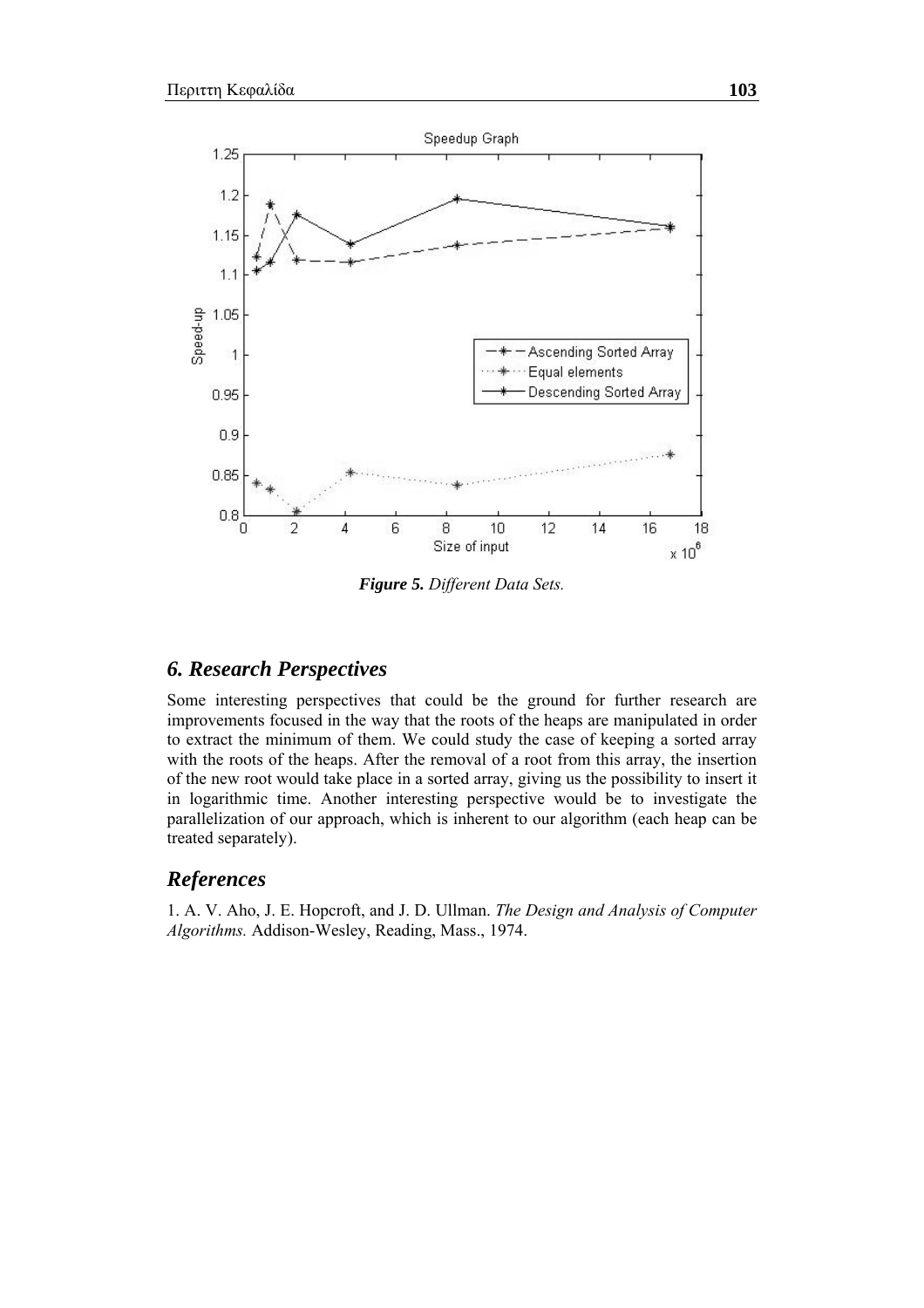*Figure 5. Different Data Sets.*

## *6. Research Perspectives*

Some interesting perspectives that could be the ground for further research are improvements focused in the way that the roots of the heaps are manipulated in order to extract the minimum of them. We could study the case of keeping a sorted array with the roots of the heaps. After the removal of a root from this array, the insertion of the new root would take place in a sorted array, giving us the possibility to insert it in logarithmic time. Another interesting perspective would be to investigate the parallelization of our approach, which is inherent to our algorithm (each heap can be treated separately).

## *References*

1. A. V. Aho, J. E. Hopcroft, and J. D. Ullman. *The Design and Analysis of Computer Algorithms.* Addison-Wesley, Reading, Mass., 1974.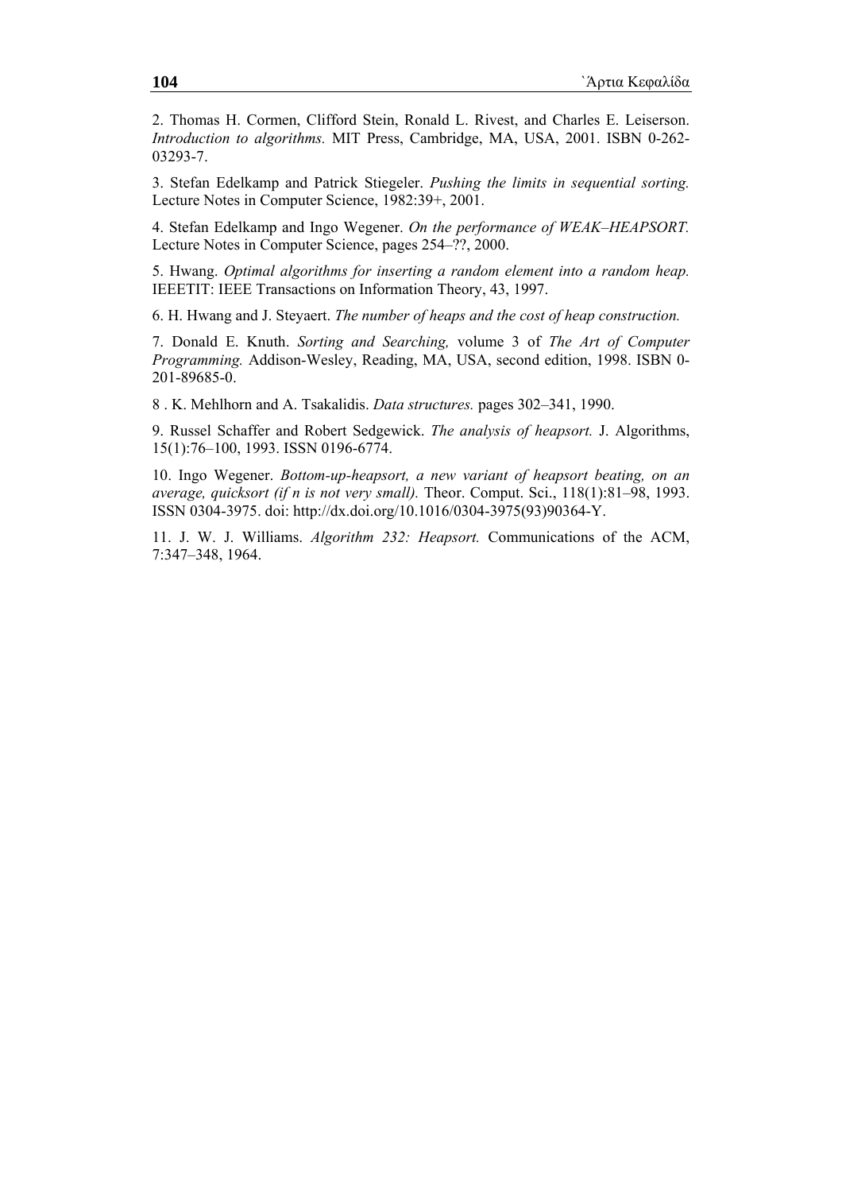2. Thomas H. Cormen, Clifford Stein, Ronald L. Rivest, and Charles E. Leiserson. *Introduction to algorithms.* MIT Press, Cambridge, MA, USA, 2001. ISBN 0-262-03293-7.

3. Stefan Edelkamp and Patrick Stiegeler. *Pushing the limits in sequential sorting.* Lecture Notes in Computer Science, 1982:39+, 2001.

4. Stefan Edelkamp and Ingo Wegener. *On the performance of WEAK–HEAPSORT.* Lecture Notes in Computer Science, pages 254–??, 2000.

5. Hwang. *Optimal algorithms for inserting a random element into a random heap.* IEEETIT: IEEE Transactions on Information Theory, 43, 1997.

6. H. Hwang and J. Steyaert. *The number of heaps and the cost of heap construction.*

7. Donald E. Knuth. *Sorting and Searching,* volume 3 of *The Art of Computer Programming.* Addison-Wesley, Reading, MA, USA, second edition, 1998. ISBN 0-201-89685-0.

8 . K. Mehlhorn and A. Tsakalidis. *Data structures.* pages 302–341, 1990.

9. Russel Schaffer and Robert Sedgewick. *The analysis of heapsort.* J. Algorithms, 15(1):76–100, 1993. ISSN 0196-6774.

10. Ingo Wegener. *Bottom-up-heapsort, a new variant of heapsort beating, on an average, quicksort (if n is not very small).* Theor. Comput. Sci., 118(1):81–98, 1993. ISSN 0304-3975. doi: http://dx.doi.org/10.1016/0304-3975(93)90364-Y.

11. J. W. J. Williams. *Algorithm 232: Heapsort.* Communications of the ACM, 7:347–348, 1964.